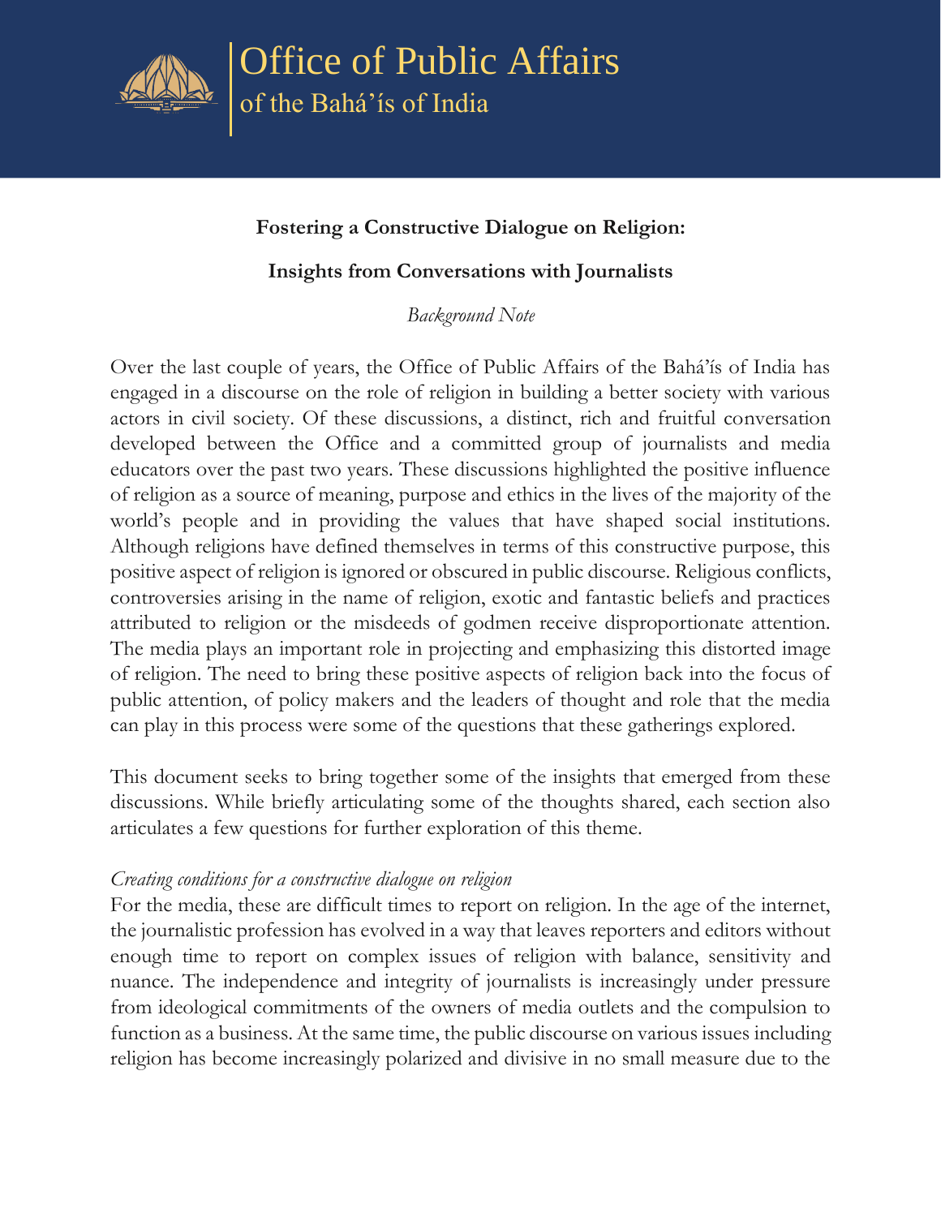# Office of Public Affairs
of the Bahá'ís of India

**Fostering a Constructive Dialogue on Religion:**

**Insights from Conversations with Journalists**

*Background Note*

Over the last couple of years, the Office of Public Affairs of the Bahá'ís of India has engaged in a discourse on the role of religion in building a better society with various actors in civil society. Of these discussions, a distinct, rich and fruitful conversation developed between the Office and a committed group of journalists and media educators over the past two years. These discussions highlighted the positive influence of religion as a source of meaning, purpose and ethics in the lives of the majority of the world's people and in providing the values that have shaped social institutions. Although religions have defined themselves in terms of this constructive purpose, this positive aspect of religion is ignored or obscured in public discourse. Religious conflicts, controversies arising in the name of religion, exotic and fantastic beliefs and practices attributed to religion or the misdeeds of godmen receive disproportionate attention. The media plays an important role in projecting and emphasizing this distorted image of religion. The need to bring these positive aspects of religion back into the focus of public attention, of policy makers and the leaders of thought and role that the media can play in this process were some of the questions that these gatherings explored.

This document seeks to bring together some of the insights that emerged from these discussions. While briefly articulating some of the thoughts shared, each section also articulates a few questions for further exploration of this theme.

*Creating conditions for a constructive dialogue on religion*

For the media, these are difficult times to report on religion. In the age of the internet, the journalistic profession has evolved in a way that leaves reporters and editors without enough time to report on complex issues of religion with balance, sensitivity and nuance. The independence and integrity of journalists is increasingly under pressure from ideological commitments of the owners of media outlets and the compulsion to function as a business. At the same time, the public discourse on various issues including religion has become increasingly polarized and divisive in no small measure due to the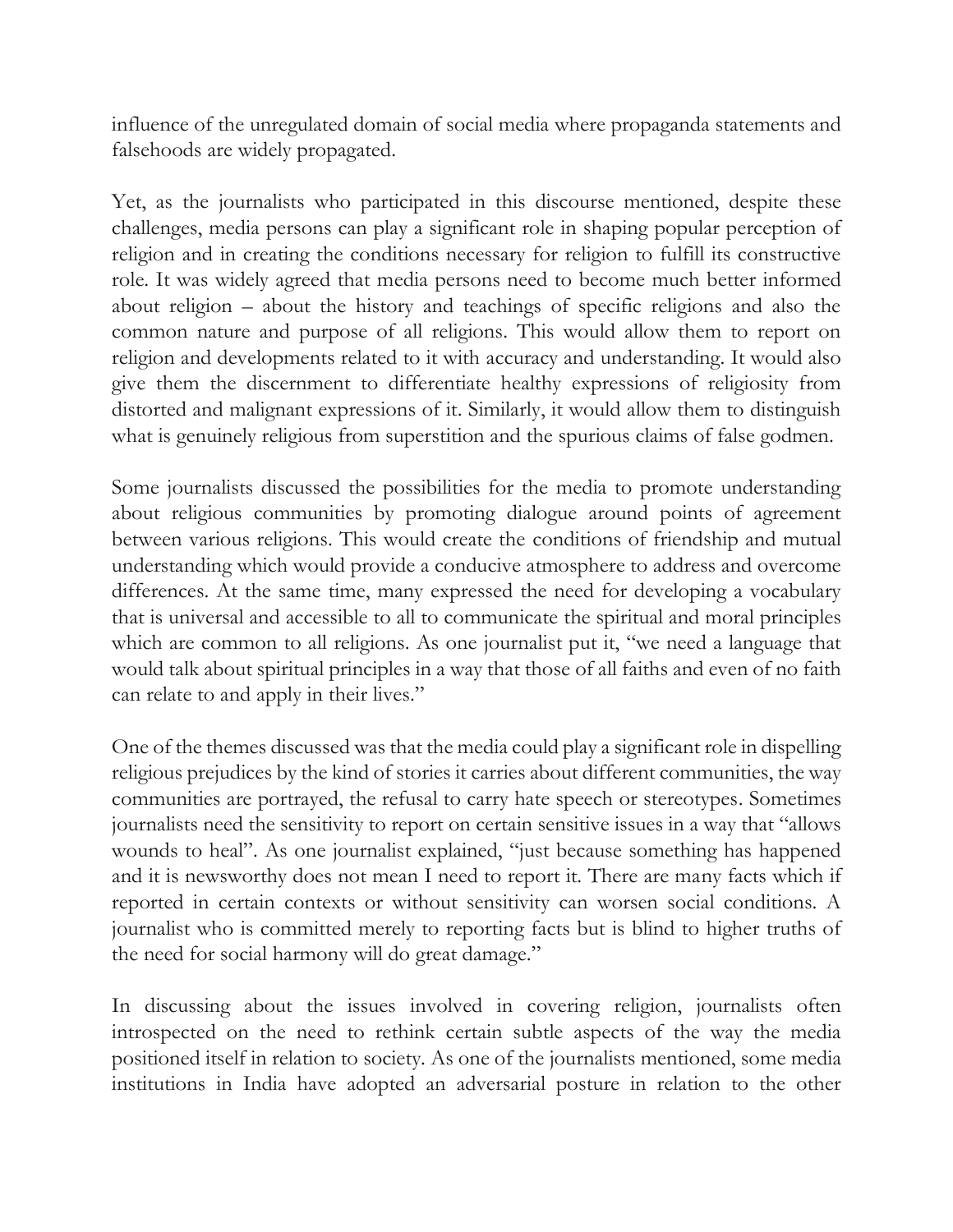influence of the unregulated domain of social media where propaganda statements and falsehoods are widely propagated.

Yet, as the journalists who participated in this discourse mentioned, despite these challenges, media persons can play a significant role in shaping popular perception of religion and in creating the conditions necessary for religion to fulfill its constructive role. It was widely agreed that media persons need to become much better informed about religion – about the history and teachings of specific religions and also the common nature and purpose of all religions. This would allow them to report on religion and developments related to it with accuracy and understanding. It would also give them the discernment to differentiate healthy expressions of religiosity from distorted and malignant expressions of it. Similarly, it would allow them to distinguish what is genuinely religious from superstition and the spurious claims of false godmen.

Some journalists discussed the possibilities for the media to promote understanding about religious communities by promoting dialogue around points of agreement between various religions. This would create the conditions of friendship and mutual understanding which would provide a conducive atmosphere to address and overcome differences. At the same time, many expressed the need for developing a vocabulary that is universal and accessible to all to communicate the spiritual and moral principles which are common to all religions. As one journalist put it, "we need a language that would talk about spiritual principles in a way that those of all faiths and even of no faith can relate to and apply in their lives."

One of the themes discussed was that the media could play a significant role in dispelling religious prejudices by the kind of stories it carries about different communities, the way communities are portrayed, the refusal to carry hate speech or stereotypes. Sometimes journalists need the sensitivity to report on certain sensitive issues in a way that "allows wounds to heal". As one journalist explained, "just because something has happened and it is newsworthy does not mean I need to report it. There are many facts which if reported in certain contexts or without sensitivity can worsen social conditions. A journalist who is committed merely to reporting facts but is blind to higher truths of the need for social harmony will do great damage."

In discussing about the issues involved in covering religion, journalists often introspected on the need to rethink certain subtle aspects of the way the media positioned itself in relation to society. As one of the journalists mentioned, some media institutions in India have adopted an adversarial posture in relation to the other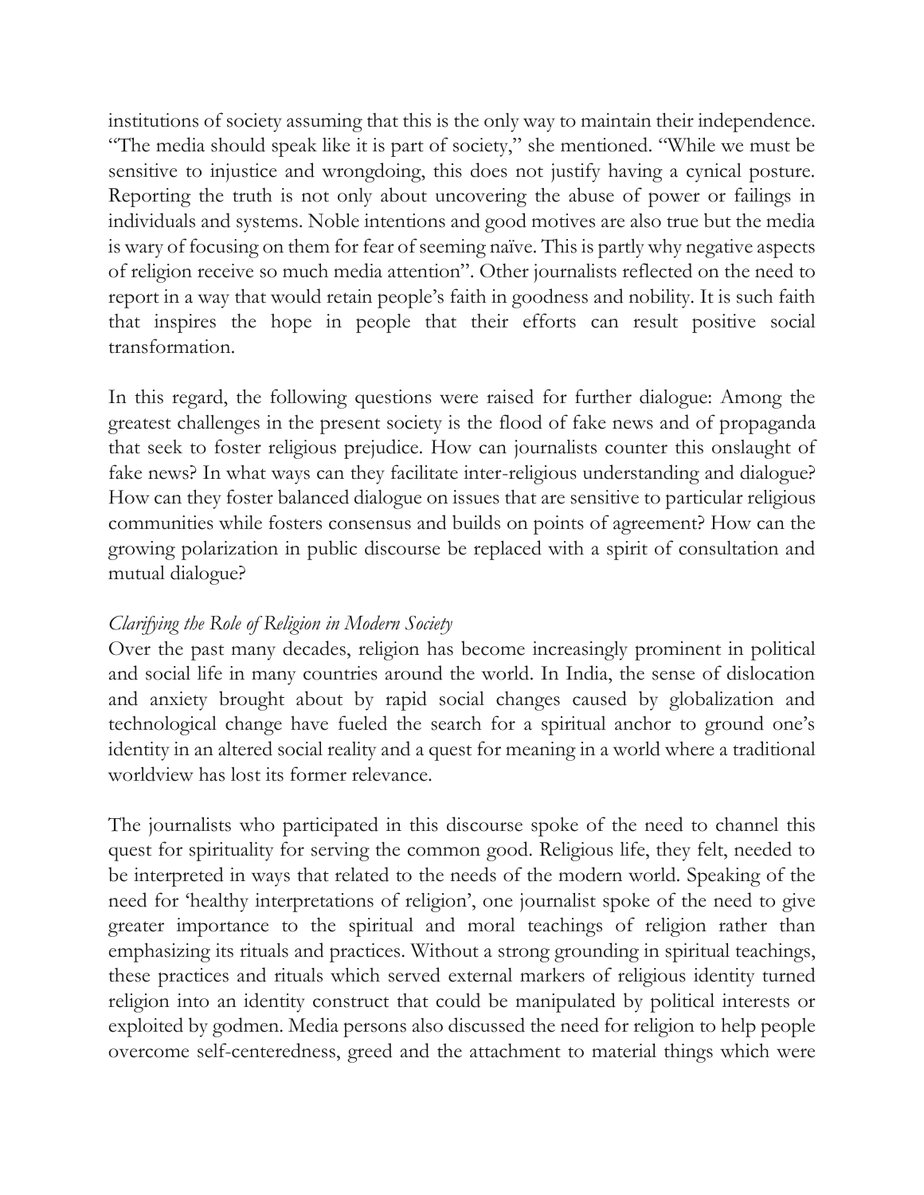institutions of society assuming that this is the only way to maintain their independence. "The media should speak like it is part of society," she mentioned. "While we must be sensitive to injustice and wrongdoing, this does not justify having a cynical posture. Reporting the truth is not only about uncovering the abuse of power or failings in individuals and systems. Noble intentions and good motives are also true but the media is wary of focusing on them for fear of seeming naïve. This is partly why negative aspects of religion receive so much media attention". Other journalists reflected on the need to report in a way that would retain people's faith in goodness and nobility. It is such faith that inspires the hope in people that their efforts can result positive social transformation.

In this regard, the following questions were raised for further dialogue: Among the greatest challenges in the present society is the flood of fake news and of propaganda that seek to foster religious prejudice. How can journalists counter this onslaught of fake news? In what ways can they facilitate inter-religious understanding and dialogue? How can they foster balanced dialogue on issues that are sensitive to particular religious communities while fosters consensus and builds on points of agreement? How can the growing polarization in public discourse be replaced with a spirit of consultation and mutual dialogue?

*Clarifying the Role of Religion in Modern Society*

Over the past many decades, religion has become increasingly prominent in political and social life in many countries around the world. In India, the sense of dislocation and anxiety brought about by rapid social changes caused by globalization and technological change have fueled the search for a spiritual anchor to ground one's identity in an altered social reality and a quest for meaning in a world where a traditional worldview has lost its former relevance.

The journalists who participated in this discourse spoke of the need to channel this quest for spirituality for serving the common good. Religious life, they felt, needed to be interpreted in ways that related to the needs of the modern world. Speaking of the need for 'healthy interpretations of religion', one journalist spoke of the need to give greater importance to the spiritual and moral teachings of religion rather than emphasizing its rituals and practices. Without a strong grounding in spiritual teachings, these practices and rituals which served external markers of religious identity turned religion into an identity construct that could be manipulated by political interests or exploited by godmen. Media persons also discussed the need for religion to help people overcome self-centeredness, greed and the attachment to material things which were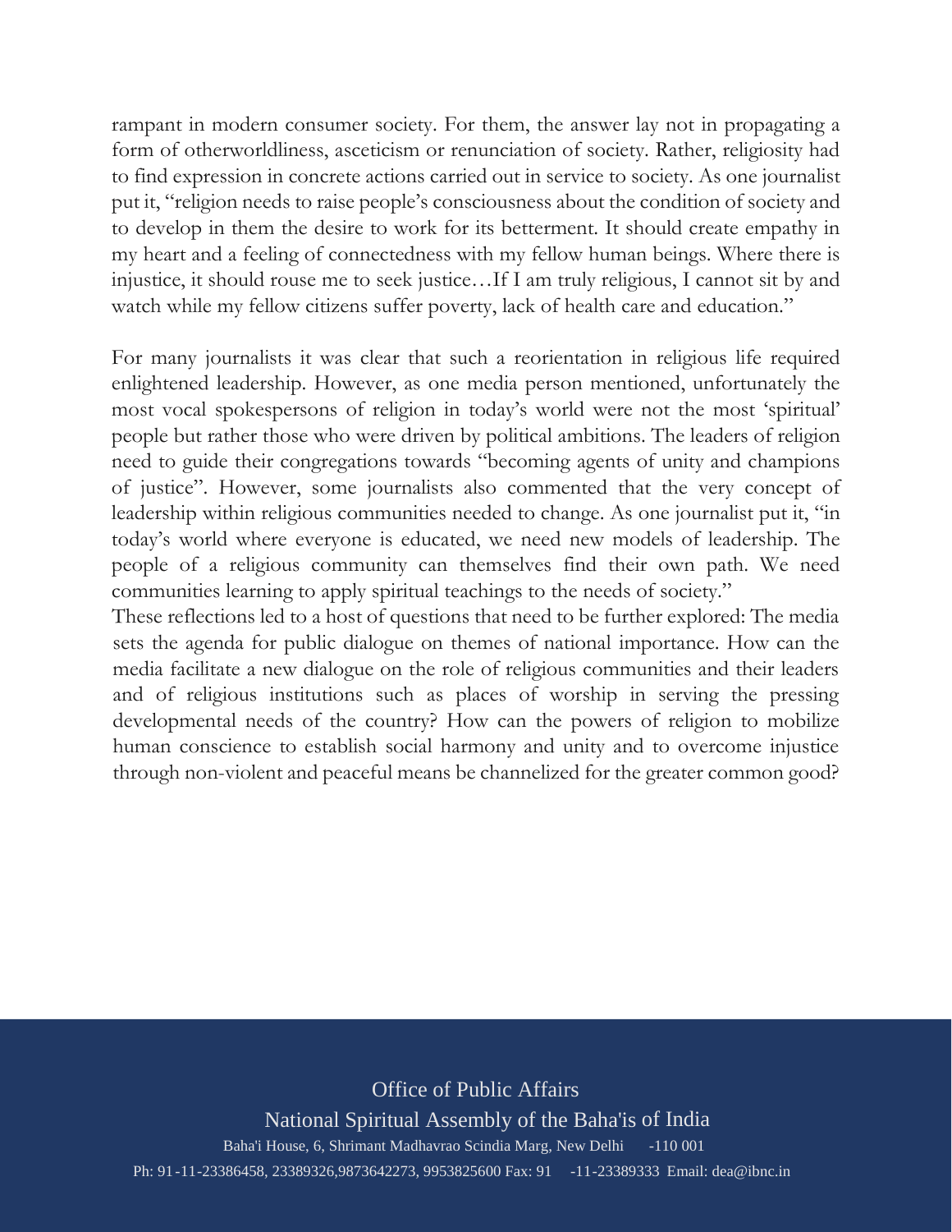rampant in modern consumer society. For them, the answer lay not in propagating a form of otherworldliness, asceticism or renunciation of society. Rather, religiosity had to find expression in concrete actions carried out in service to society. As one journalist put it, "religion needs to raise people's consciousness about the condition of society and to develop in them the desire to work for its betterment. It should create empathy in my heart and a feeling of connectedness with my fellow human beings. Where there is injustice, it should rouse me to seek justice…If I am truly religious, I cannot sit by and watch while my fellow citizens suffer poverty, lack of health care and education."

For many journalists it was clear that such a reorientation in religious life required enlightened leadership. However, as one media person mentioned, unfortunately the most vocal spokespersons of religion in today's world were not the most 'spiritual' people but rather those who were driven by political ambitions. The leaders of religion need to guide their congregations towards "becoming agents of unity and champions of justice". However, some journalists also commented that the very concept of leadership within religious communities needed to change. As one journalist put it, "in today's world where everyone is educated, we need new models of leadership. The people of a religious community can themselves find their own path. We need communities learning to apply spiritual teachings to the needs of society."

These reflections led to a host of questions that need to be further explored: The media sets the agenda for public dialogue on themes of national importance. How can the media facilitate a new dialogue on the role of religious communities and their leaders and of religious institutions such as places of worship in serving the pressing developmental needs of the country? How can the powers of religion to mobilize human conscience to establish social harmony and unity and to overcome injustice through non-violent and peaceful means be channelized for the greater common good?

Office of Public Affairs

National Spiritual Assembly of the Baha'is of India

Baha'i House, 6, Shrimant Madhavrao Scindia Marg, New Delhi -110 001

Ph: 91-11-23386458, 23389326,9873642273, 9953825600 Fax: 91 -11-23389333 Email: dea@ibnc.in